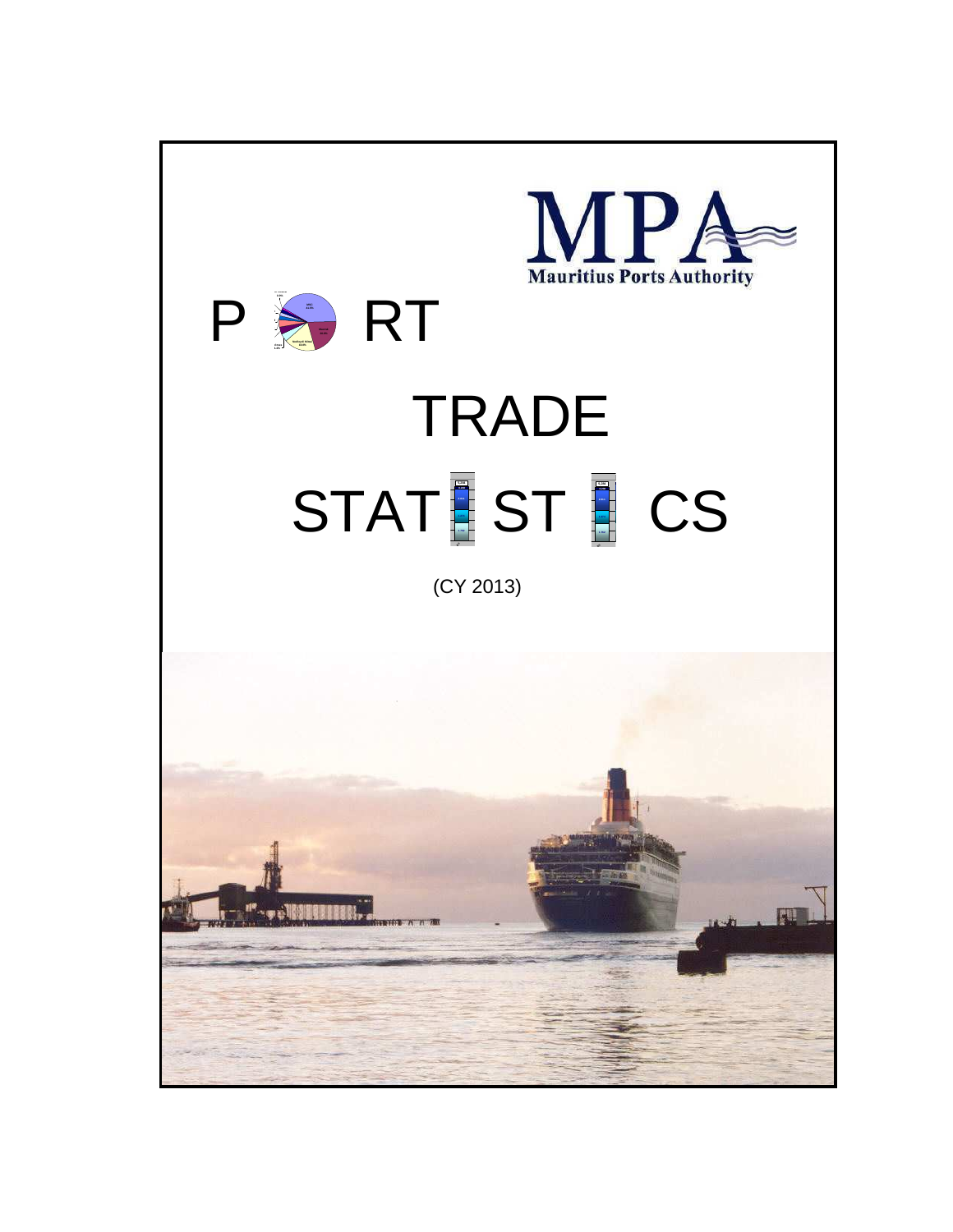Mauritius Ports Authority

# PORT TRADE STATISTICS

(CY 2013)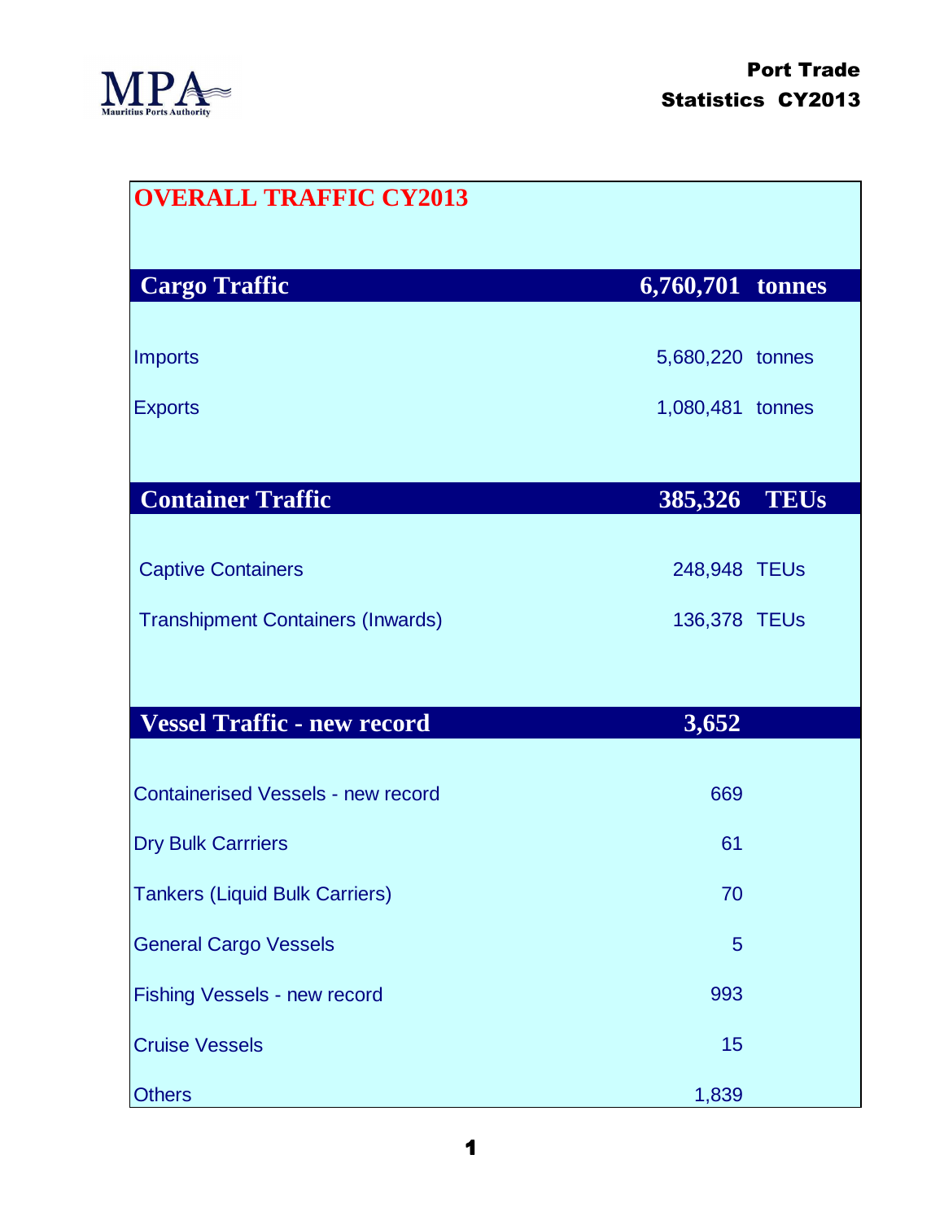# OVERALL TRAFFIC CY2013

| Cargo Traffic | 6,760,701 | tonnes |
|---|---|---|
| Imports | 5,680,220 | tonnes |
| Exports | 1,080,481 | tonnes |

| Container Traffic | 385,326 | TEUs |
|---|---|---|
| Captive Containers | 248,948 | TEUs |
| Transhipment Containers (Inwards) | 136,378 | TEUs |

| Vessel Traffic - new record | 3,652 |
|---|---|
| Containerised Vessels - new record | 669 |
| Dry Bulk Carrriers | 61 |
| Tankers (Liquid Bulk Carriers) | 70 |
| General Cargo Vessels | 5 |
| Fishing Vessels - new record | 993 |
| Cruise Vessels | 15 |
| Others | 1,839 |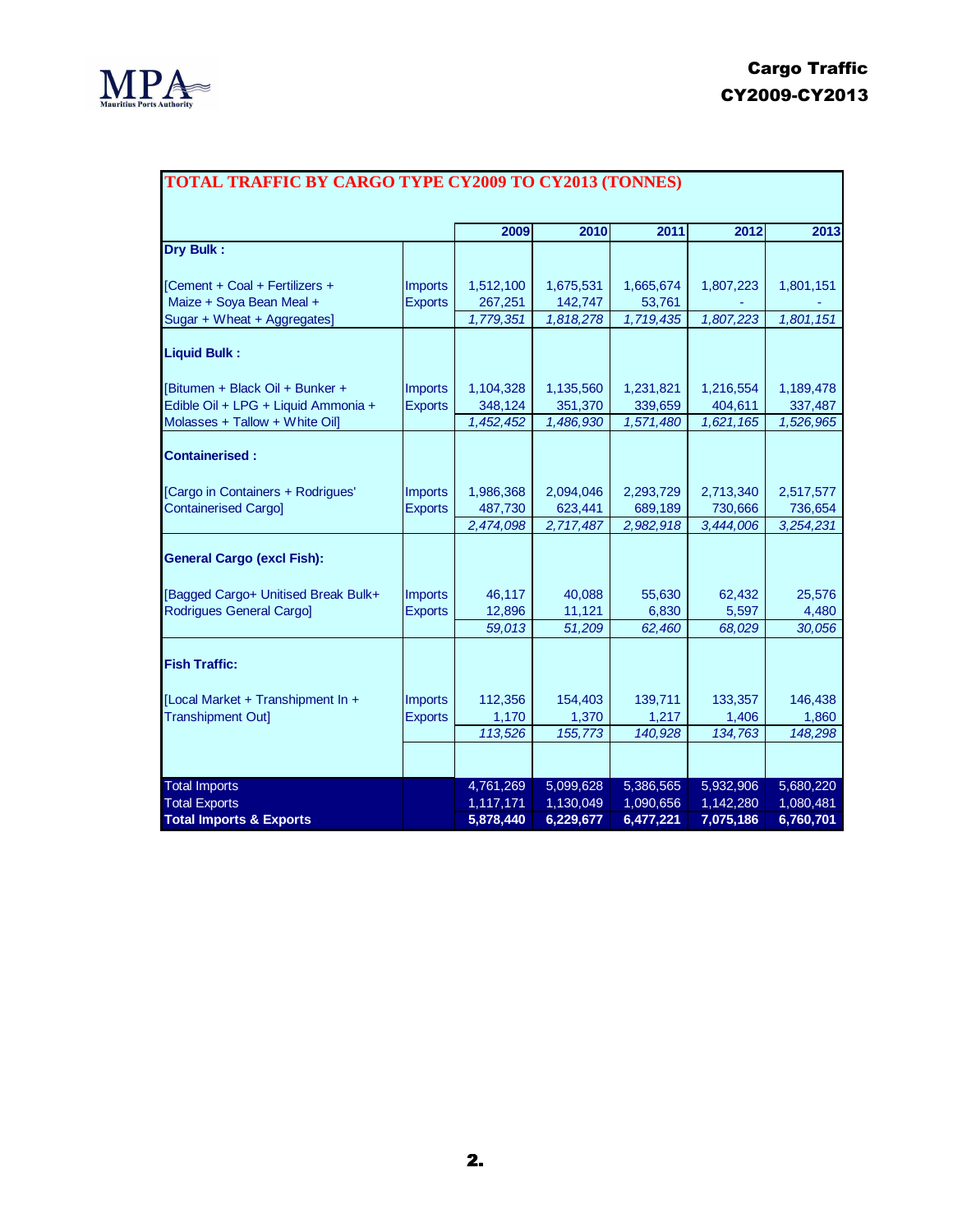# Cargo Traffic CY2009-CY2013

## TOTAL TRAFFIC BY CARGO TYPE CY2009 TO CY2013 (TONNES)

| | | 2009 | 2010 | 2011 | 2012 | 2013 |
|---|---|---|---|---|---|---|
| **Dry Bulk :** | | | | | | |
| [Cement + Coal + Fertilizers + | Imports | 1,512,100 | 1,675,531 | 1,665,674 | 1,807,223 | 1,801,151 |
| Maize + Soya Bean Meal + | Exports | 267,251 | 142,747 | 53,761 | - | - |
| Sugar + Wheat + Aggregates] | | *1,779,351* | *1,818,278* | *1,719,435* | *1,807,223* | *1,801,151* |
| **Liquid Bulk :** | | | | | | |
| [Bitumen + Black Oil + Bunker + | Imports | 1,104,328 | 1,135,560 | 1,231,821 | 1,216,554 | 1,189,478 |
| Edible Oil + LPG + Liquid Ammonia + | Exports | 348,124 | 351,370 | 339,659 | 404,611 | 337,487 |
| Molasses + Tallow + White Oil] | | *1,452,452* | *1,486,930* | *1,571,480* | *1,621,165* | *1,526,965* |
| **Containerised :** | | | | | | |
| [Cargo in Containers + Rodrigues' | Imports | 1,986,368 | 2,094,046 | 2,293,729 | 2,713,340 | 2,517,577 |
| Containerised Cargo] | Exports | 487,730 | 623,441 | 689,189 | 730,666 | 736,654 |
| | | *2,474,098* | *2,717,487* | *2,982,918* | *3,444,006* | *3,254,231* |
| **General Cargo (excl Fish):** | | | | | | |
| [Bagged Cargo+ Unitised Break Bulk+ | Imports | 46,117 | 40,088 | 55,630 | 62,432 | 25,576 |
| Rodrigues General Cargo] | Exports | 12,896 | 11,121 | 6,830 | 5,597 | 4,480 |
| | | *59,013* | *51,209* | *62,460* | *68,029* | *30,056* |
| **Fish Traffic:** | | | | | | |
| [Local Market + Transhipment In + | Imports | 112,356 | 154,403 | 139,711 | 133,357 | 146,438 |
| Transhipment Out] | Exports | 1,170 | 1,370 | 1,217 | 1,406 | 1,860 |
| | | *113,526* | *155,773* | *140,928* | *134,763* | *148,298* |
| Total Imports | | 4,761,269 | 5,099,628 | 5,386,565 | 5,932,906 | 5,680,220 |
| Total Exports | | 1,117,171 | 1,130,049 | 1,090,656 | 1,142,280 | 1,080,481 |
| **Total Imports & Exports** | | **5,878,440** | **6,229,677** | **6,477,221** | **7,075,186** | **6,760,701** |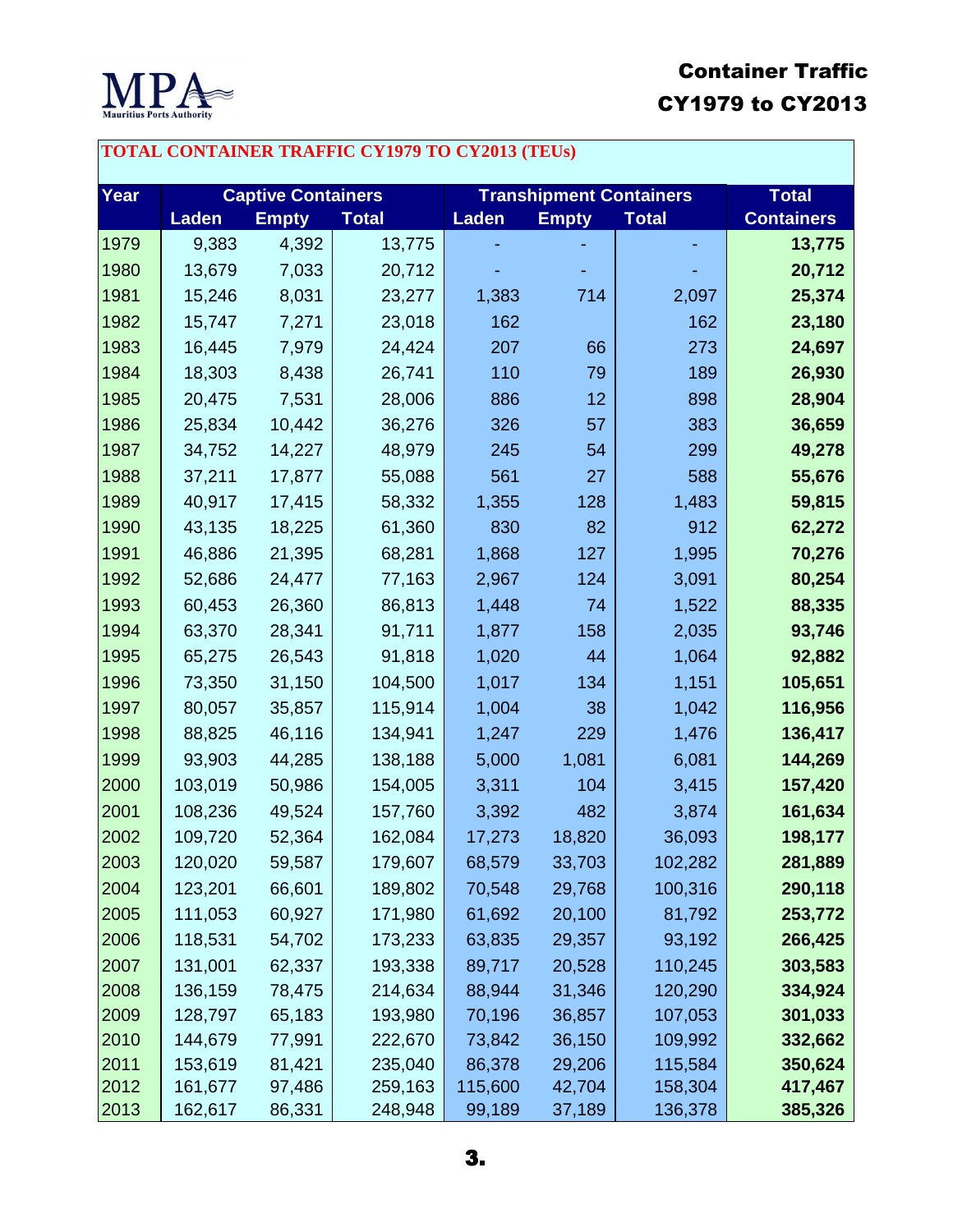# Container Traffic CY1979 to CY2013

## TOTAL CONTAINER TRAFFIC CY1979 TO CY2013 (TEUs)

| Year | Captive Containers | | | Transhipment Containers | | | Total |
|---|---|---|---|---|---|---|---|
| | Laden | Empty | Total | Laden | Empty | Total | Containers |
| 1979 | 9,383 | 4,392 | 13,775 | - | - | - | **13,775** |
| 1980 | 13,679 | 7,033 | 20,712 | - | - | - | **20,712** |
| 1981 | 15,246 | 8,031 | 23,277 | 1,383 | 714 | 2,097 | **25,374** |
| 1982 | 15,747 | 7,271 | 23,018 | 162 | | 162 | **23,180** |
| 1983 | 16,445 | 7,979 | 24,424 | 207 | 66 | 273 | **24,697** |
| 1984 | 18,303 | 8,438 | 26,741 | 110 | 79 | 189 | **26,930** |
| 1985 | 20,475 | 7,531 | 28,006 | 886 | 12 | 898 | **28,904** |
| 1986 | 25,834 | 10,442 | 36,276 | 326 | 57 | 383 | **36,659** |
| 1987 | 34,752 | 14,227 | 48,979 | 245 | 54 | 299 | **49,278** |
| 1988 | 37,211 | 17,877 | 55,088 | 561 | 27 | 588 | **55,676** |
| 1989 | 40,917 | 17,415 | 58,332 | 1,355 | 128 | 1,483 | **59,815** |
| 1990 | 43,135 | 18,225 | 61,360 | 830 | 82 | 912 | **62,272** |
| 1991 | 46,886 | 21,395 | 68,281 | 1,868 | 127 | 1,995 | **70,276** |
| 1992 | 52,686 | 24,477 | 77,163 | 2,967 | 124 | 3,091 | **80,254** |
| 1993 | 60,453 | 26,360 | 86,813 | 1,448 | 74 | 1,522 | **88,335** |
| 1994 | 63,370 | 28,341 | 91,711 | 1,877 | 158 | 2,035 | **93,746** |
| 1995 | 65,275 | 26,543 | 91,818 | 1,020 | 44 | 1,064 | **92,882** |
| 1996 | 73,350 | 31,150 | 104,500 | 1,017 | 134 | 1,151 | **105,651** |
| 1997 | 80,057 | 35,857 | 115,914 | 1,004 | 38 | 1,042 | **116,956** |
| 1998 | 88,825 | 46,116 | 134,941 | 1,247 | 229 | 1,476 | **136,417** |
| 1999 | 93,903 | 44,285 | 138,188 | 5,000 | 1,081 | 6,081 | **144,269** |
| 2000 | 103,019 | 50,986 | 154,005 | 3,311 | 104 | 3,415 | **157,420** |
| 2001 | 108,236 | 49,524 | 157,760 | 3,392 | 482 | 3,874 | **161,634** |
| 2002 | 109,720 | 52,364 | 162,084 | 17,273 | 18,820 | 36,093 | **198,177** |
| 2003 | 120,020 | 59,587 | 179,607 | 68,579 | 33,703 | 102,282 | **281,889** |
| 2004 | 123,201 | 66,601 | 189,802 | 70,548 | 29,768 | 100,316 | **290,118** |
| 2005 | 111,053 | 60,927 | 171,980 | 61,692 | 20,100 | 81,792 | **253,772** |
| 2006 | 118,531 | 54,702 | 173,233 | 63,835 | 29,357 | 93,192 | **266,425** |
| 2007 | 131,001 | 62,337 | 193,338 | 89,717 | 20,528 | 110,245 | **303,583** |
| 2008 | 136,159 | 78,475 | 214,634 | 88,944 | 31,346 | 120,290 | **334,924** |
| 2009 | 128,797 | 65,183 | 193,980 | 70,196 | 36,857 | 107,053 | **301,033** |
| 2010 | 144,679 | 77,991 | 222,670 | 73,842 | 36,150 | 109,992 | **332,662** |
| 2011 | 153,619 | 81,421 | 235,040 | 86,378 | 29,206 | 115,584 | **350,624** |
| 2012 | 161,677 | 97,486 | 259,163 | 115,600 | 42,704 | 158,304 | **417,467** |
| 2013 | 162,617 | 86,331 | 248,948 | 99,189 | 37,189 | 136,378 | **385,326** |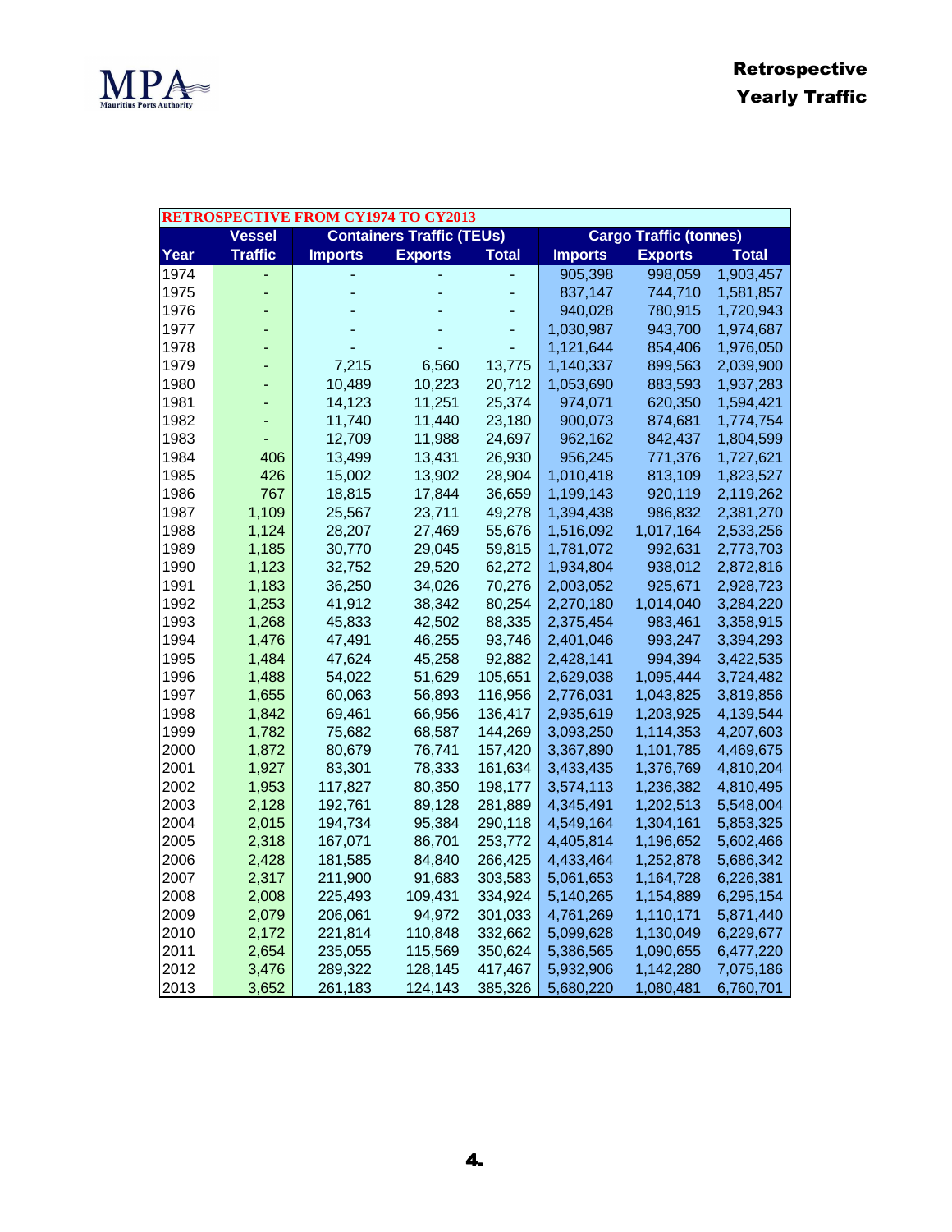# Retrospective Yearly Traffic

| RETROSPECTIVE FROM CY1974 TO CY2013 | | | | | | | |
|---|---|---|---|---|---|---|---|
| | Vessel | Containers Traffic (TEUs) | | | Cargo Traffic (tonnes) | | |
| Year | Traffic | Imports | Exports | Total | Imports | Exports | Total |
| 1974 | - | - | - | - | 905,398 | 998,059 | 1,903,457 |
| 1975 | - | - | - | - | 837,147 | 744,710 | 1,581,857 |
| 1976 | - | - | - | - | 940,028 | 780,915 | 1,720,943 |
| 1977 | - | - | - | - | 1,030,987 | 943,700 | 1,974,687 |
| 1978 | - | - | - | - | 1,121,644 | 854,406 | 1,976,050 |
| 1979 | - | 7,215 | 6,560 | 13,775 | 1,140,337 | 899,563 | 2,039,900 |
| 1980 | - | 10,489 | 10,223 | 20,712 | 1,053,690 | 883,593 | 1,937,283 |
| 1981 | - | 14,123 | 11,251 | 25,374 | 974,071 | 620,350 | 1,594,421 |
| 1982 | - | 11,740 | 11,440 | 23,180 | 900,073 | 874,681 | 1,774,754 |
| 1983 | - | 12,709 | 11,988 | 24,697 | 962,162 | 842,437 | 1,804,599 |
| 1984 | 406 | 13,499 | 13,431 | 26,930 | 956,245 | 771,376 | 1,727,621 |
| 1985 | 426 | 15,002 | 13,902 | 28,904 | 1,010,418 | 813,109 | 1,823,527 |
| 1986 | 767 | 18,815 | 17,844 | 36,659 | 1,199,143 | 920,119 | 2,119,262 |
| 1987 | 1,109 | 25,567 | 23,711 | 49,278 | 1,394,438 | 986,832 | 2,381,270 |
| 1988 | 1,124 | 28,207 | 27,469 | 55,676 | 1,516,092 | 1,017,164 | 2,533,256 |
| 1989 | 1,185 | 30,770 | 29,045 | 59,815 | 1,781,072 | 992,631 | 2,773,703 |
| 1990 | 1,123 | 32,752 | 29,520 | 62,272 | 1,934,804 | 938,012 | 2,872,816 |
| 1991 | 1,183 | 36,250 | 34,026 | 70,276 | 2,003,052 | 925,671 | 2,928,723 |
| 1992 | 1,253 | 41,912 | 38,342 | 80,254 | 2,270,180 | 1,014,040 | 3,284,220 |
| 1993 | 1,268 | 45,833 | 42,502 | 88,335 | 2,375,454 | 983,461 | 3,358,915 |
| 1994 | 1,476 | 47,491 | 46,255 | 93,746 | 2,401,046 | 993,247 | 3,394,293 |
| 1995 | 1,484 | 47,624 | 45,258 | 92,882 | 2,428,141 | 994,394 | 3,422,535 |
| 1996 | 1,488 | 54,022 | 51,629 | 105,651 | 2,629,038 | 1,095,444 | 3,724,482 |
| 1997 | 1,655 | 60,063 | 56,893 | 116,956 | 2,776,031 | 1,043,825 | 3,819,856 |
| 1998 | 1,842 | 69,461 | 66,956 | 136,417 | 2,935,619 | 1,203,925 | 4,139,544 |
| 1999 | 1,782 | 75,682 | 68,587 | 144,269 | 3,093,250 | 1,114,353 | 4,207,603 |
| 2000 | 1,872 | 80,679 | 76,741 | 157,420 | 3,367,890 | 1,101,785 | 4,469,675 |
| 2001 | 1,927 | 83,301 | 78,333 | 161,634 | 3,433,435 | 1,376,769 | 4,810,204 |
| 2002 | 1,953 | 117,827 | 80,350 | 198,177 | 3,574,113 | 1,236,382 | 4,810,495 |
| 2003 | 2,128 | 192,761 | 89,128 | 281,889 | 4,345,491 | 1,202,513 | 5,548,004 |
| 2004 | 2,015 | 194,734 | 95,384 | 290,118 | 4,549,164 | 1,304,161 | 5,853,325 |
| 2005 | 2,318 | 167,071 | 86,701 | 253,772 | 4,405,814 | 1,196,652 | 5,602,466 |
| 2006 | 2,428 | 181,585 | 84,840 | 266,425 | 4,433,464 | 1,252,878 | 5,686,342 |
| 2007 | 2,317 | 211,900 | 91,683 | 303,583 | 5,061,653 | 1,164,728 | 6,226,381 |
| 2008 | 2,008 | 225,493 | 109,431 | 334,924 | 5,140,265 | 1,154,889 | 6,295,154 |
| 2009 | 2,079 | 206,061 | 94,972 | 301,033 | 4,761,269 | 1,110,171 | 5,871,440 |
| 2010 | 2,172 | 221,814 | 110,848 | 332,662 | 5,099,628 | 1,130,049 | 6,229,677 |
| 2011 | 2,654 | 235,055 | 115,569 | 350,624 | 5,386,565 | 1,090,655 | 6,477,220 |
| 2012 | 3,476 | 289,322 | 128,145 | 417,467 | 5,932,906 | 1,142,280 | 7,075,186 |
| 2013 | 3,652 | 261,183 | 124,143 | 385,326 | 5,680,220 | 1,080,481 | 6,760,701 |